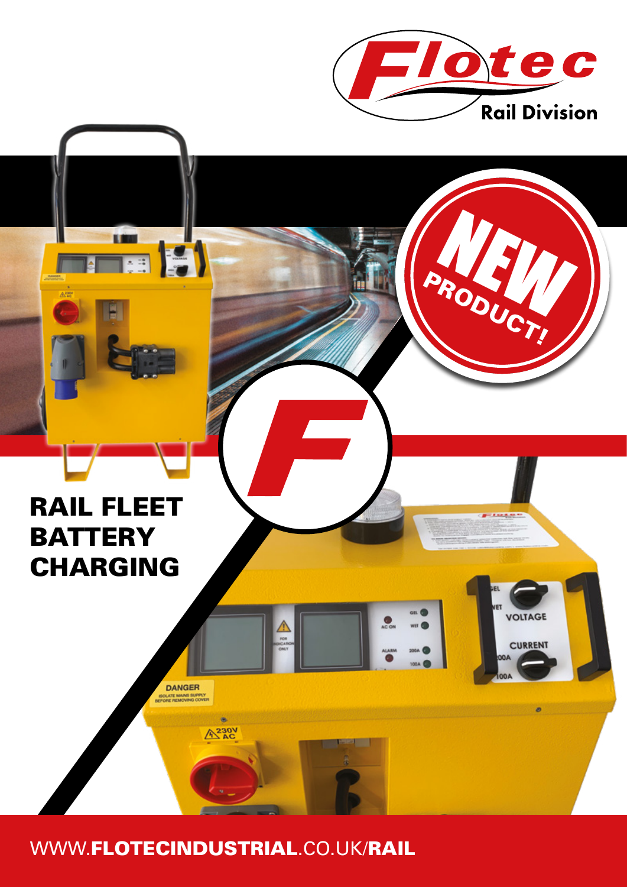Flotec

Rail Division

NEW PRODUCT!

# RAIL FLEET BATTERY CHARGING

WWW.**FLOTECINDUSTRIAL**.CO.UK/**RAIL**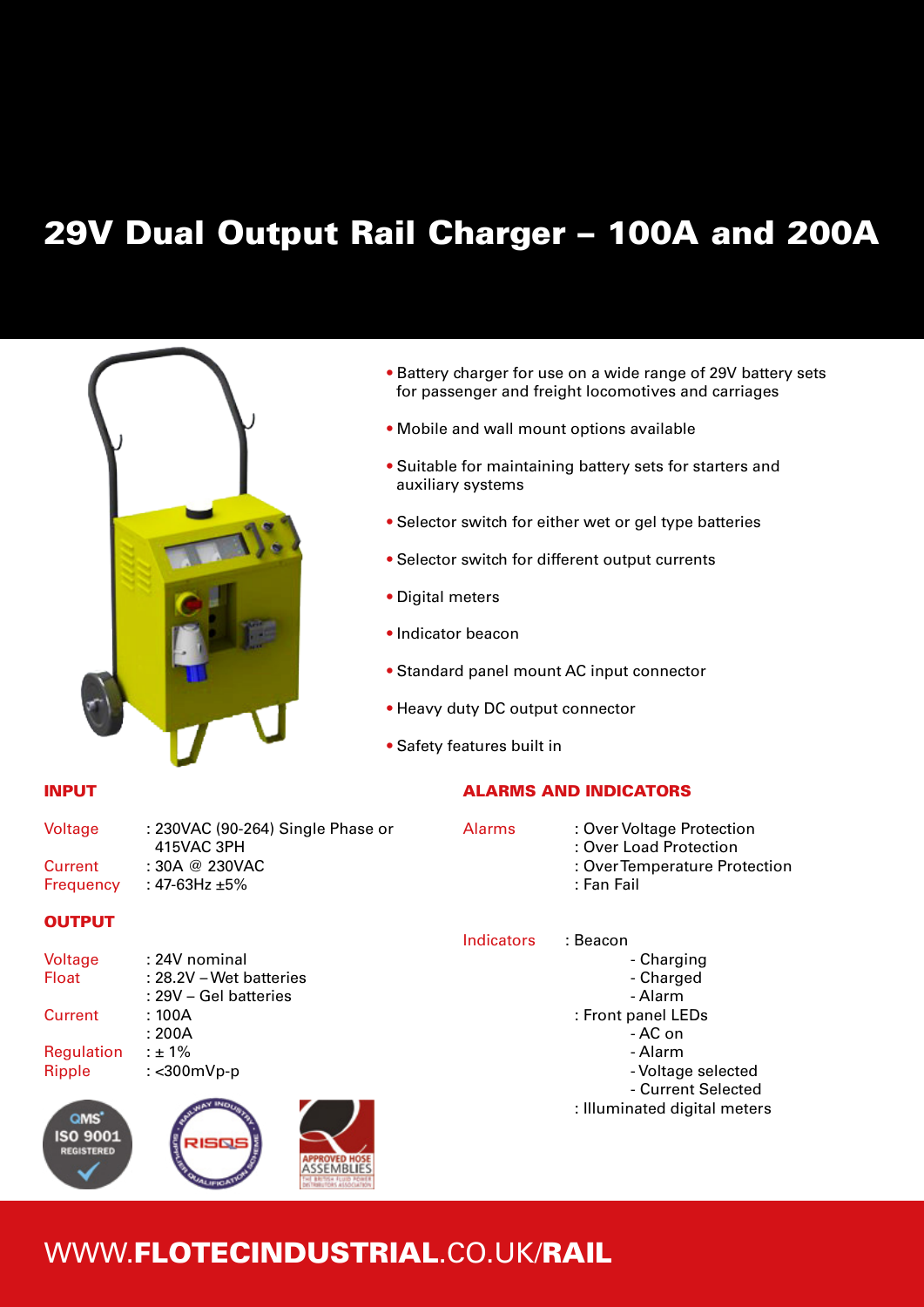# 29V Dual Output Rail Charger – 100A and 200A

- Battery charger for use on a wide range of 29V battery sets for passenger and freight locomotives and carriages
- Mobile and wall mount options available
- Suitable for maintaining battery sets for starters and auxiliary systems
- Selector switch for either wet or gel type batteries
- Selector switch for different output currents
- Digital meters
- Indicator beacon
- Standard panel mount AC input connector
- Heavy duty DC output connector
- Safety features built in

## INPUT

| | |
|---|---|
| Voltage | : 230VAC (90-264) Single Phase or 415VAC 3PH |
| Current | : 30A @ 230VAC |
| Frequency | : 47-63Hz ±5% |

## OUTPUT

| | |
|---|---|
| Voltage | : 24V nominal |
| Float | : 28.2V – Wet batteries |
| | : 29V – Gel batteries |
| Current | : 100A |
| | : 200A |
| Regulation | : ± 1% |
| Ripple | : <300mVp-p |

## ALARMS AND INDICATORS

**Alarms**
: Over Voltage Protection
: Over Load Protection
: Over Temperature Protection
: Fan Fail

**Indicators**
: Beacon
- Charging
- Charged
- Alarm

: Front panel LEDs
- AC on
- Alarm
- Voltage selected
- Current Selected

: Illuminated digital meters

QMS ISO 9001 REGISTERED

RISQS – Railway Industry Supplier Qualification Scheme

APPROVED HOSE ASSEMBLIES – The British Fluid Power Distributors Association

WWW.**FLOTECINDUSTRIAL**.CO.UK/**RAIL**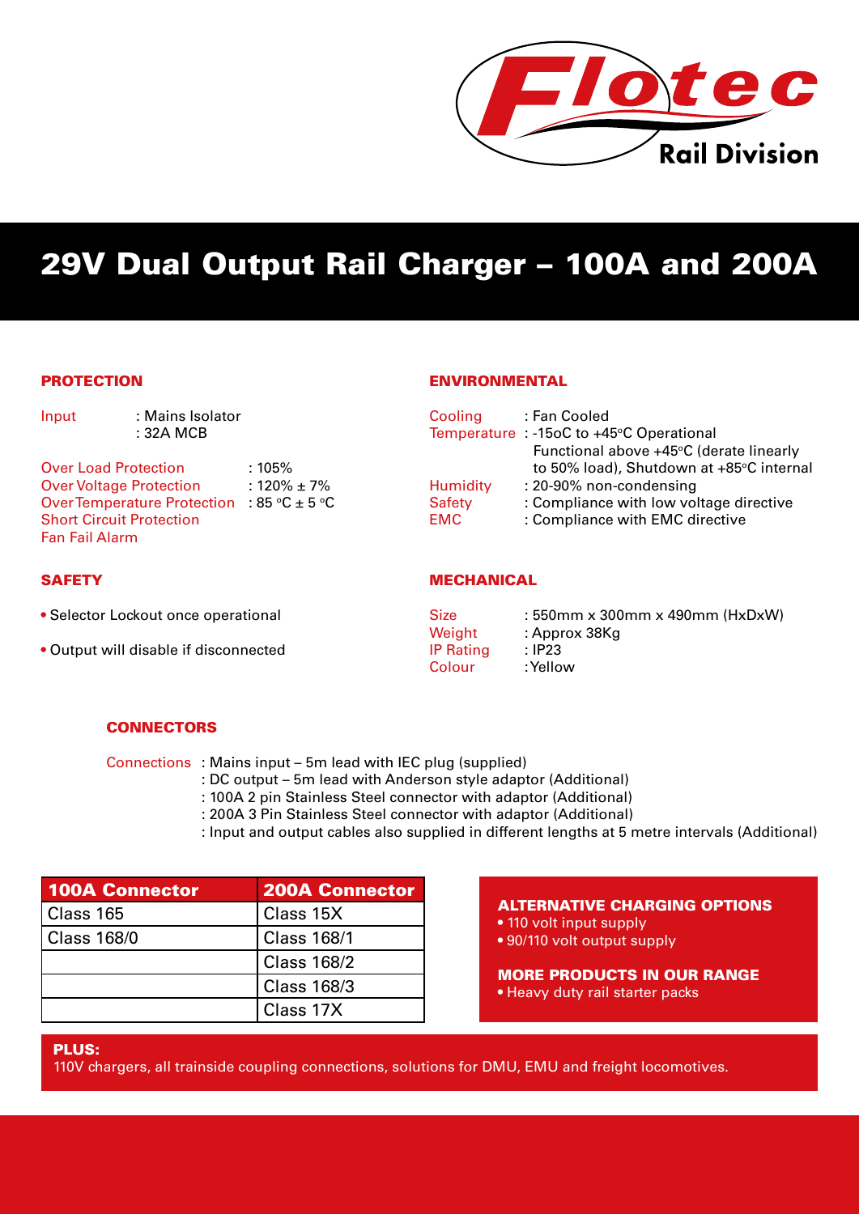Flotec Rail Division

# 29V Dual Output Rail Charger – 100A and 200A

## PROTECTION

Input : Mains Isolator
: 32A MCB

Over Load Protection : 105%
Over Voltage Protection : 120% ± 7%
Over Temperature Protection : 85 °C ± 5 °C
Short Circuit Protection
Fan Fail Alarm

## SAFETY

- Selector Lockout once operational
- Output will disable if disconnected

## ENVIRONMENTAL

Cooling : Fan Cooled
Temperature : -15oC to +45°C Operational
Functional above +45°C (derate linearly to 50% load), Shutdown at +85°C internal
Humidity : 20-90% non-condensing
Safety : Compliance with low voltage directive
EMC : Compliance with EMC directive

## MECHANICAL

Size : 550mm x 300mm x 490mm (HxDxW)
Weight : Approx 38Kg
IP Rating : IP23
Colour : Yellow

## CONNECTORS

Connections : Mains input – 5m lead with IEC plug (supplied)
: DC output – 5m lead with Anderson style adaptor (Additional)
: 100A 2 pin Stainless Steel connector with adaptor (Additional)
: 200A 3 Pin Stainless Steel connector with adaptor (Additional)
: Input and output cables also supplied in different lengths at 5 metre intervals (Additional)

| 100A Connector | 200A Connector |
|---|---|
| Class 165 | Class 15X |
| Class 168/0 | Class 168/1 |
| | Class 168/2 |
| | Class 168/3 |
| | Class 17X |

### ALTERNATIVE CHARGING OPTIONS

- 110 volt input supply
- 90/110 volt output supply

### MORE PRODUCTS IN OUR RANGE

- Heavy duty rail starter packs

**PLUS:**
110V chargers, all trainside coupling connections, solutions for DMU, EMU and freight locomotives.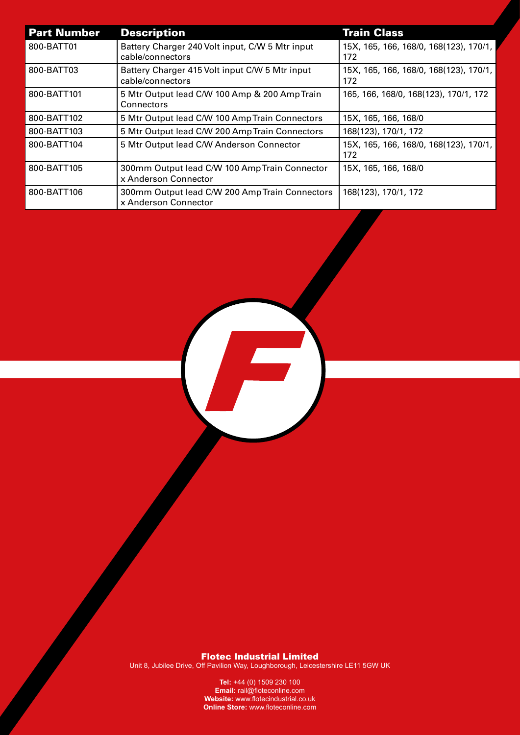| Part Number | Description | Train Class |
|---|---|---|
| 800-BATT01 | Battery Charger 240 Volt input, C/W 5 Mtr input cable/connectors | 15X, 165, 166, 168/0, 168(123), 170/1, 172 |
| 800-BATT03 | Battery Charger 415 Volt input C/W 5 Mtr input cable/connectors | 15X, 165, 166, 168/0, 168(123), 170/1, 172 |
| 800-BATT101 | 5 Mtr Output lead C/W 100 Amp & 200 Amp Train Connectors | 165, 166, 168/0, 168(123), 170/1, 172 |
| 800-BATT102 | 5 Mtr Output lead C/W 100 Amp Train Connectors | 15X, 165, 166, 168/0 |
| 800-BATT103 | 5 Mtr Output lead C/W 200 Amp Train Connectors | 168(123), 170/1, 172 |
| 800-BATT104 | 5 Mtr Output lead C/W Anderson Connector | 15X, 165, 166, 168/0, 168(123), 170/1, 172 |
| 800-BATT105 | 300mm Output lead C/W 100 Amp Train Connector x Anderson Connector | 15X, 165, 166, 168/0 |
| 800-BATT106 | 300mm Output lead C/W 200 Amp Train Connectors x Anderson Connector | 168(123), 170/1, 172 |

**Flotec Industrial Limited**

Unit 8, Jubilee Drive, Off Pavilion Way, Loughborough, Leicestershire LE11 5GW UK

**Tel:** +44 (0) 1509 230 100
**Email:** rail@floteconline.com
**Website:** www.flotecindustrial.co.uk
**Online Store:** www.floteconline.com